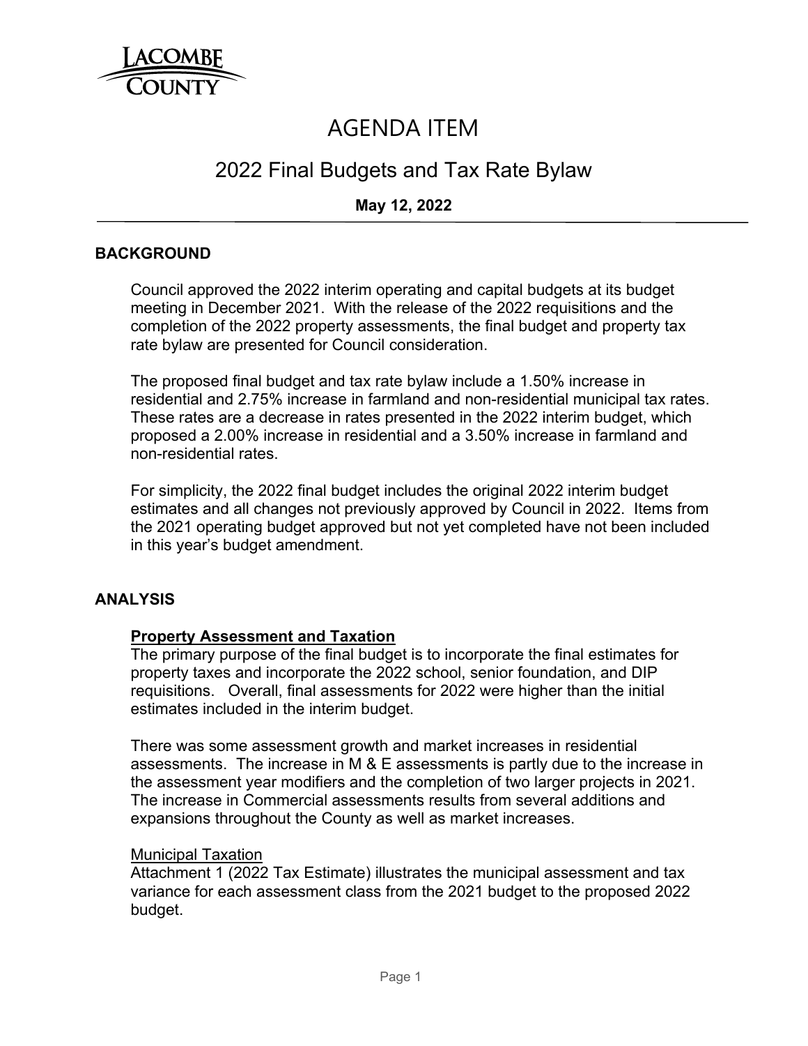LACOMBE COUNTY

# AGENDA ITEM

## 2022 Final Budgets and Tax Rate Bylaw

**May 12, 2022**

### BACKGROUND

Council approved the 2022 interim operating and capital budgets at its budget meeting in December 2021. With the release of the 2022 requisitions and the completion of the 2022 property assessments, the final budget and property tax rate bylaw are presented for Council consideration.

The proposed final budget and tax rate bylaw include a 1.50% increase in residential and 2.75% increase in farmland and non-residential municipal tax rates. These rates are a decrease in rates presented in the 2022 interim budget, which proposed a 2.00% increase in residential and a 3.50% increase in farmland and non-residential rates.

For simplicity, the 2022 final budget includes the original 2022 interim budget estimates and all changes not previously approved by Council in 2022. Items from the 2021 operating budget approved but not yet completed have not been included in this year's budget amendment.

### ANALYSIS

**Property Assessment and Taxation**

The primary purpose of the final budget is to incorporate the final estimates for property taxes and incorporate the 2022 school, senior foundation, and DIP requisitions. Overall, final assessments for 2022 were higher than the initial estimates included in the interim budget.

There was some assessment growth and market increases in residential assessments. The increase in M & E assessments is partly due to the increase in the assessment year modifiers and the completion of two larger projects in 2021. The increase in Commercial assessments results from several additions and expansions throughout the County as well as market increases.

Municipal Taxation

Attachment 1 (2022 Tax Estimate) illustrates the municipal assessment and tax variance for each assessment class from the 2021 budget to the proposed 2022 budget.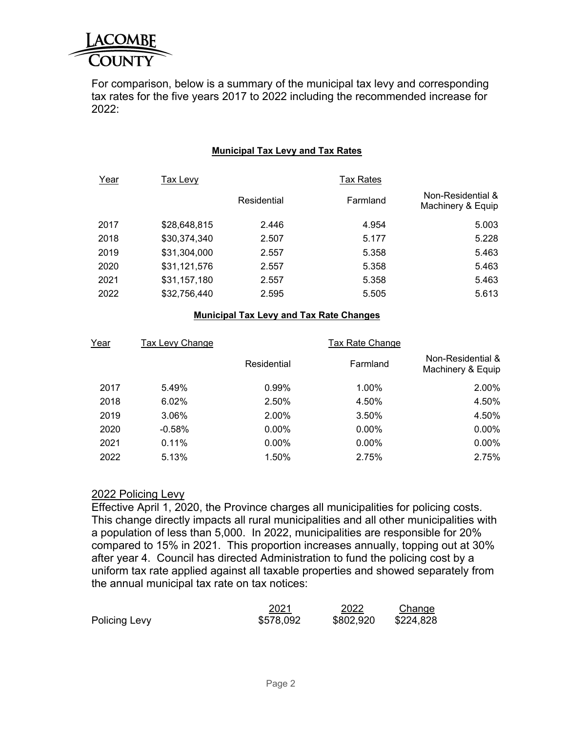For comparison, below is a summary of the municipal tax levy and corresponding tax rates for the five years 2017 to 2022 including the recommended increase for 2022:

**Municipal Tax Levy and Tax Rates**

| Year | Tax Levy | Tax Rates | | |
|---|---|---|---|---|
| | | Residential | Farmland | Non-Residential & Machinery & Equip |
| 2017 | $28,648,815 | 2.446 | 4.954 | 5.003 |
| 2018 | $30,374,340 | 2.507 | 5.177 | 5.228 |
| 2019 | $31,304,000 | 2.557 | 5.358 | 5.463 |
| 2020 | $31,121,576 | 2.557 | 5.358 | 5.463 |
| 2021 | $31,157,180 | 2.557 | 5.358 | 5.463 |
| 2022 | $32,756,440 | 2.595 | 5.505 | 5.613 |

**Municipal Tax Levy and Tax Rate Changes**

| Year | Tax Levy Change | Tax Rate Change | | |
|---|---|---|---|---|
| | | Residential | Farmland | Non-Residential & Machinery & Equip |
| 2017 | 5.49% | 0.99% | 1.00% | 2.00% |
| 2018 | 6.02% | 2.50% | 4.50% | 4.50% |
| 2019 | 3.06% | 2.00% | 3.50% | 4.50% |
| 2020 | -0.58% | 0.00% | 0.00% | 0.00% |
| 2021 | 0.11% | 0.00% | 0.00% | 0.00% |
| 2022 | 5.13% | 1.50% | 2.75% | 2.75% |

## 2022 Policing Levy

Effective April 1, 2020, the Province charges all municipalities for policing costs. This change directly impacts all rural municipalities and all other municipalities with a population of less than 5,000. In 2022, municipalities are responsible for 20% compared to 15% in 2021. This proportion increases annually, topping out at 30% after year 4. Council has directed Administration to fund the policing cost by a uniform tax rate applied against all taxable properties and showed separately from the annual municipal tax rate on tax notices:

| | 2021 | 2022 | Change |
|---|---|---|---|
| Policing Levy | $578,092 | $802,920 | $224,828 |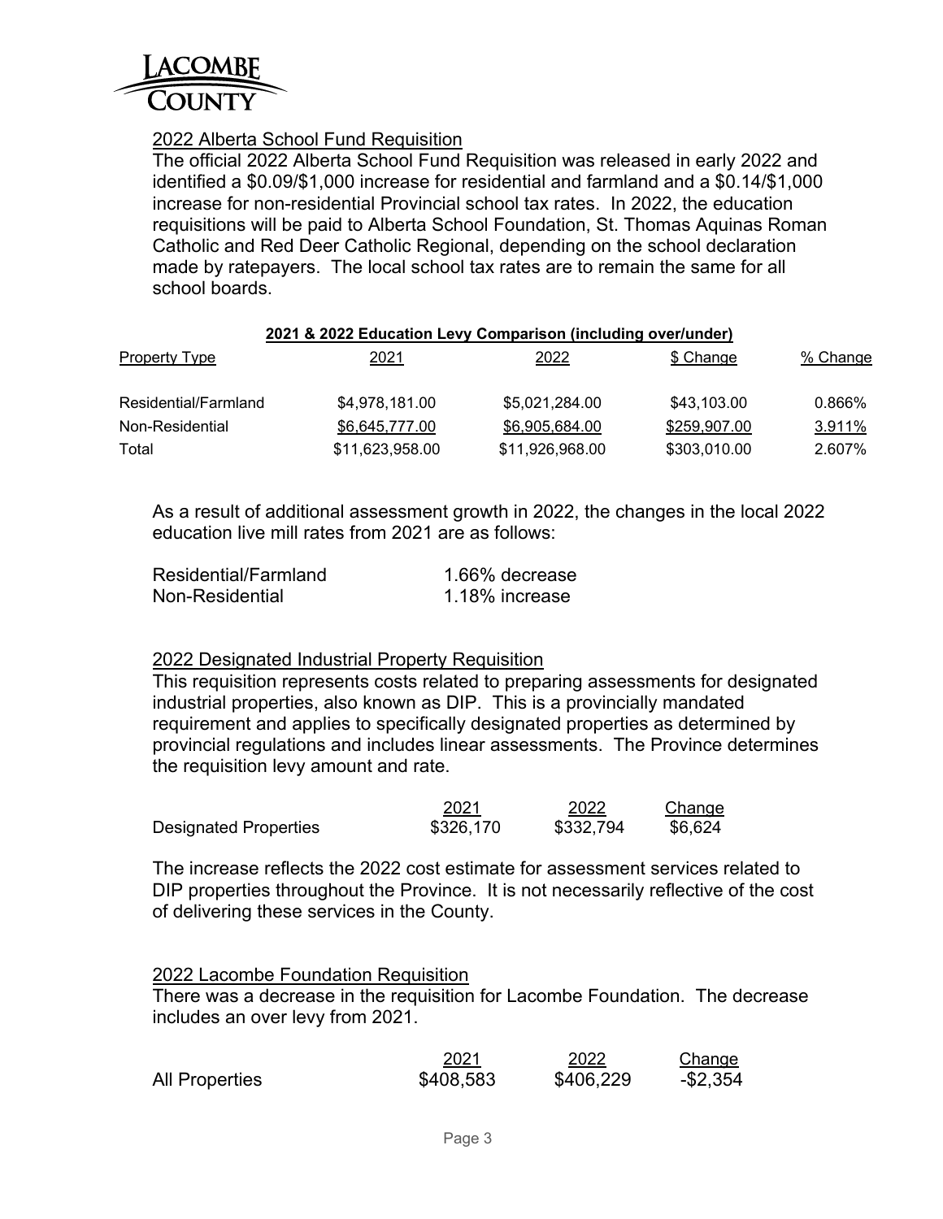## 2022 Alberta School Fund Requisition

The official 2022 Alberta School Fund Requisition was released in early 2022 and identified a $0.09/$1,000 increase for residential and farmland and a $0.14/$1,000 increase for non-residential Provincial school tax rates. In 2022, the education requisitions will be paid to Alberta School Foundation, St. Thomas Aquinas Roman Catholic and Red Deer Catholic Regional, depending on the school declaration made by ratepayers. The local school tax rates are to remain the same for all school boards.

**2021 & 2022 Education Levy Comparison (including over/under)**

| Property Type | 2021 | 2022 | $ Change | % Change |
|---|---|---|---|---|
| Residential/Farmland | $4,978,181.00 | $5,021,284.00 | $43,103.00 | 0.866% |
| Non-Residential | $6,645,777.00 | $6,905,684.00 | $259,907.00 | 3.911% |
| Total | $11,623,958.00 | $11,926,968.00 | $303,010.00 | 2.607% |

As a result of additional assessment growth in 2022, the changes in the local 2022 education live mill rates from 2021 are as follows:

| | |
|---|---|
| Residential/Farmland | 1.66% decrease |
| Non-Residential | 1.18% increase |

## 2022 Designated Industrial Property Requisition

This requisition represents costs related to preparing assessments for designated industrial properties, also known as DIP. This is a provincially mandated requirement and applies to specifically designated properties as determined by provincial regulations and includes linear assessments. The Province determines the requisition levy amount and rate.

| | 2021 | 2022 | Change |
|---|---|---|---|
| Designated Properties | $326,170 | $332,794 | $6,624 |

The increase reflects the 2022 cost estimate for assessment services related to DIP properties throughout the Province. It is not necessarily reflective of the cost of delivering these services in the County.

## 2022 Lacombe Foundation Requisition

There was a decrease in the requisition for Lacombe Foundation. The decrease includes an over levy from 2021.

| | 2021 | 2022 | Change |
|---|---|---|---|
| All Properties | $408,583 | $406,229 | -$2,354 |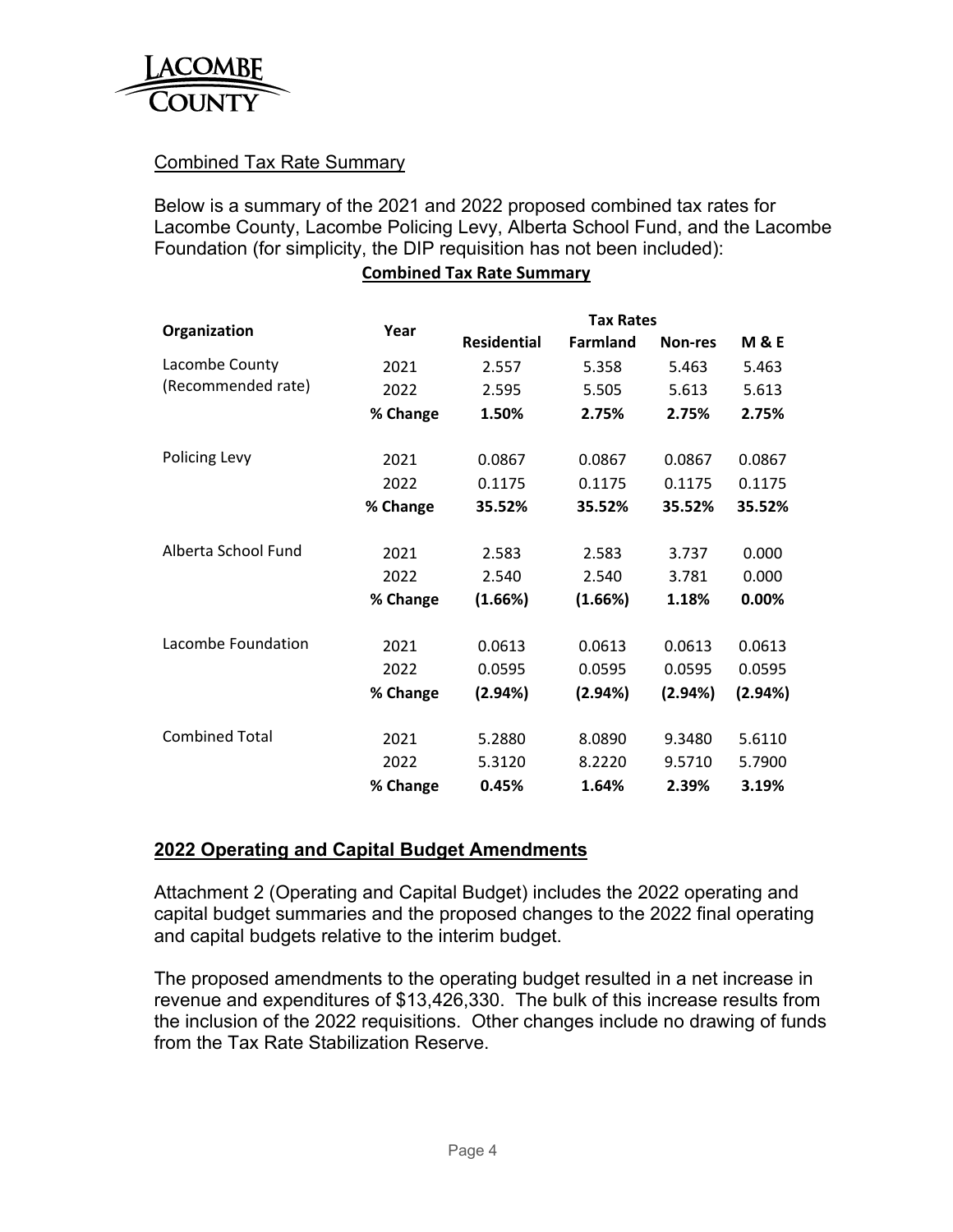Combined Tax Rate Summary

Below is a summary of the 2021 and 2022 proposed combined tax rates for Lacombe County, Lacombe Policing Levy, Alberta School Fund, and the Lacombe Foundation (for simplicity, the DIP requisition has not been included):

**Combined Tax Rate Summary**

| Organization | Year | Tax Rates | | | |
|---|---|---|---|---|---|
| | | **Residential** | **Farmland** | **Non-res** | **M & E** |
| Lacombe County | 2021 | 2.557 | 5.358 | 5.463 | 5.463 |
| (Recommended rate) | 2022 | 2.595 | 5.505 | 5.613 | 5.613 |
| | **% Change** | **1.50%** | **2.75%** | **2.75%** | **2.75%** |
| Policing Levy | 2021 | 0.0867 | 0.0867 | 0.0867 | 0.0867 |
| | 2022 | 0.1175 | 0.1175 | 0.1175 | 0.1175 |
| | **% Change** | **35.52%** | **35.52%** | **35.52%** | **35.52%** |
| Alberta School Fund | 2021 | 2.583 | 2.583 | 3.737 | 0.000 |
| | 2022 | 2.540 | 2.540 | 3.781 | 0.000 |
| | **% Change** | **(1.66%)** | **(1.66%)** | **1.18%** | **0.00%** |
| Lacombe Foundation | 2021 | 0.0613 | 0.0613 | 0.0613 | 0.0613 |
| | 2022 | 0.0595 | 0.0595 | 0.0595 | 0.0595 |
| | **% Change** | **(2.94%)** | **(2.94%)** | **(2.94%)** | **(2.94%)** |
| Combined Total | 2021 | 5.2880 | 8.0890 | 9.3480 | 5.6110 |
| | 2022 | 5.3120 | 8.2220 | 9.5710 | 5.7900 |
| | **% Change** | **0.45%** | **1.64%** | **2.39%** | **3.19%** |

## 2022 Operating and Capital Budget Amendments

Attachment 2 (Operating and Capital Budget) includes the 2022 operating and capital budget summaries and the proposed changes to the 2022 final operating and capital budgets relative to the interim budget.

The proposed amendments to the operating budget resulted in a net increase in revenue and expenditures of $13,426,330. The bulk of this increase results from the inclusion of the 2022 requisitions. Other changes include no drawing of funds from the Tax Rate Stabilization Reserve.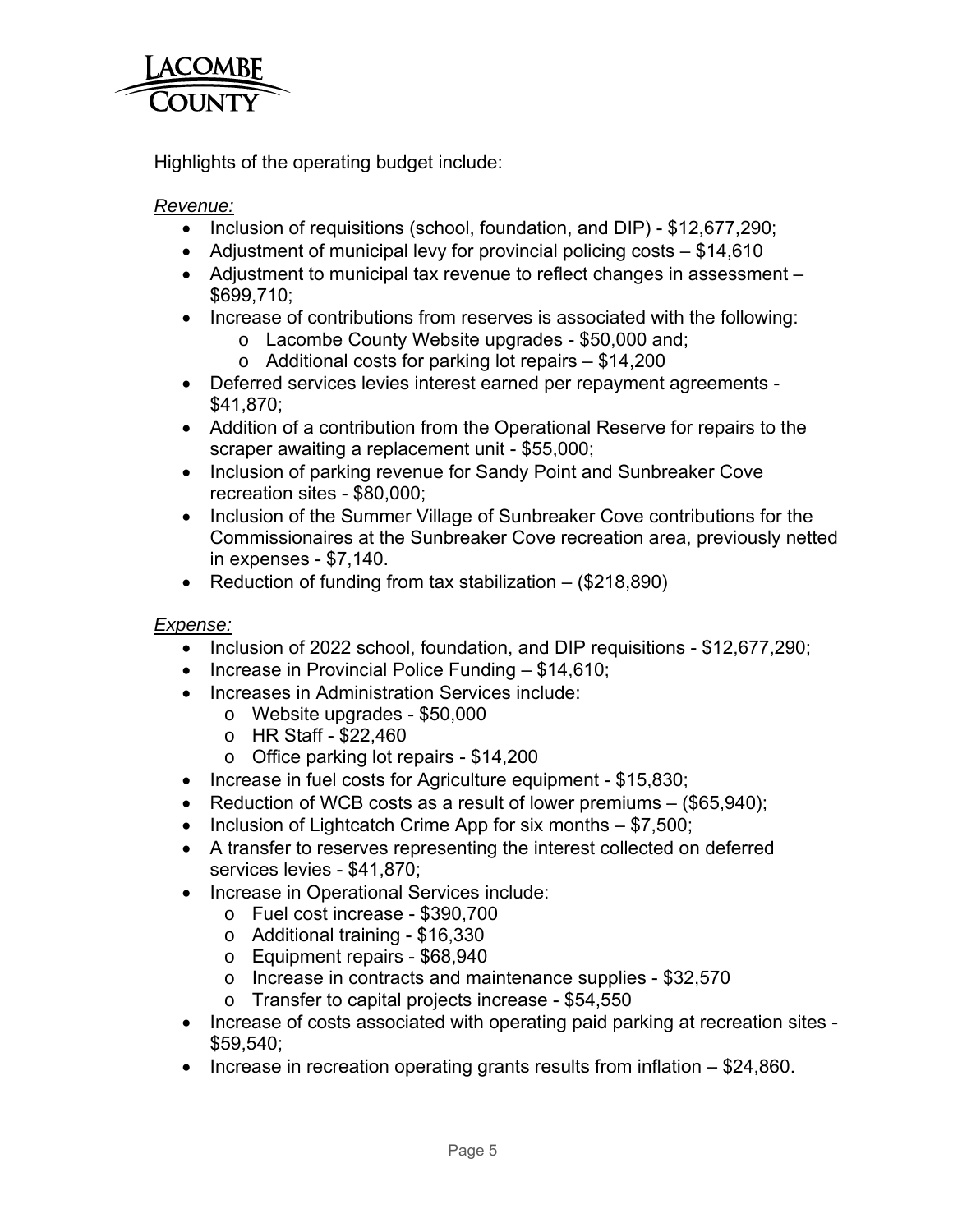Highlights of the operating budget include:

*Revenue:*

- Inclusion of requisitions (school, foundation, and DIP) - $12,677,290;
- Adjustment of municipal levy for provincial policing costs – $14,610
- Adjustment to municipal tax revenue to reflect changes in assessment – $699,710;
- Increase of contributions from reserves is associated with the following:
  - Lacombe County Website upgrades - $50,000 and;
  - Additional costs for parking lot repairs – $14,200
- Deferred services levies interest earned per repayment agreements - $41,870;
- Addition of a contribution from the Operational Reserve for repairs to the scraper awaiting a replacement unit - $55,000;
- Inclusion of parking revenue for Sandy Point and Sunbreaker Cove recreation sites - $80,000;
- Inclusion of the Summer Village of Sunbreaker Cove contributions for the Commissionaires at the Sunbreaker Cove recreation area, previously netted in expenses - $7,140.
- Reduction of funding from tax stabilization – ($218,890)

*Expense:*

- Inclusion of 2022 school, foundation, and DIP requisitions - $12,677,290;
- Increase in Provincial Police Funding – $14,610;
- Increases in Administration Services include:
  - Website upgrades - $50,000
  - HR Staff - $22,460
  - Office parking lot repairs - $14,200
- Increase in fuel costs for Agriculture equipment - $15,830;
- Reduction of WCB costs as a result of lower premiums – ($65,940);
- Inclusion of Lightcatch Crime App for six months – $7,500;
- A transfer to reserves representing the interest collected on deferred services levies - $41,870;
- Increase in Operational Services include:
  - Fuel cost increase - $390,700
  - Additional training - $16,330
  - Equipment repairs - $68,940
  - Increase in contracts and maintenance supplies - $32,570
  - Transfer to capital projects increase - $54,550
- Increase of costs associated with operating paid parking at recreation sites - $59,540;
- Increase in recreation operating grants results from inflation – $24,860.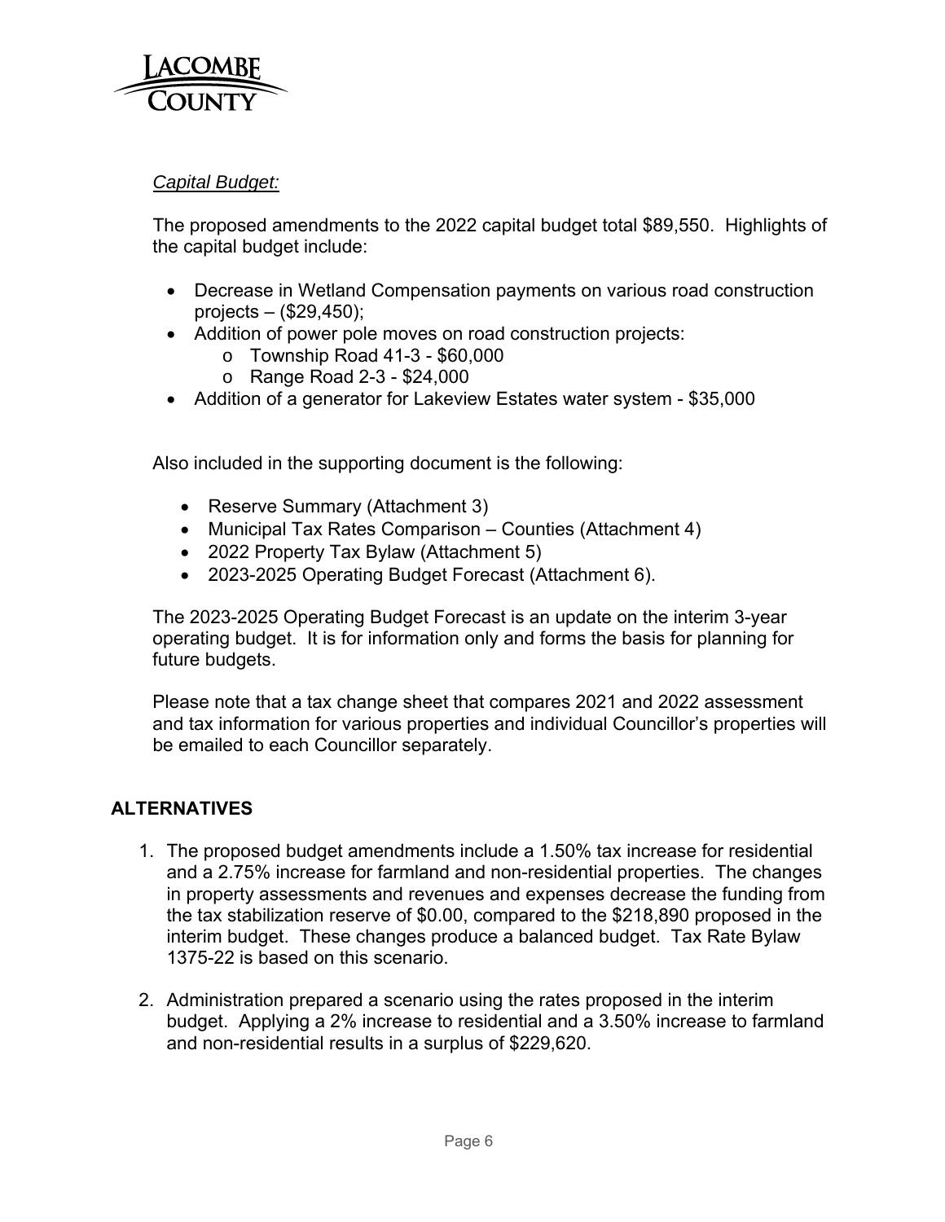*Capital Budget:*

The proposed amendments to the 2022 capital budget total $89,550. Highlights of the capital budget include:

- Decrease in Wetland Compensation payments on various road construction projects – ($29,450);
- Addition of power pole moves on road construction projects:
  - Township Road 41-3 - $60,000
  - Range Road 2-3 - $24,000
- Addition of a generator for Lakeview Estates water system - $35,000

Also included in the supporting document is the following:

- Reserve Summary (Attachment 3)
- Municipal Tax Rates Comparison – Counties (Attachment 4)
- 2022 Property Tax Bylaw (Attachment 5)
- 2023-2025 Operating Budget Forecast (Attachment 6).

The 2023-2025 Operating Budget Forecast is an update on the interim 3-year operating budget. It is for information only and forms the basis for planning for future budgets.

Please note that a tax change sheet that compares 2021 and 2022 assessment and tax information for various properties and individual Councillor's properties will be emailed to each Councillor separately.

## ALTERNATIVES

1. The proposed budget amendments include a 1.50% tax increase for residential and a 2.75% increase for farmland and non-residential properties. The changes in property assessments and revenues and expenses decrease the funding from the tax stabilization reserve of $0.00, compared to the $218,890 proposed in the interim budget. These changes produce a balanced budget. Tax Rate Bylaw 1375-22 is based on this scenario.

2. Administration prepared a scenario using the rates proposed in the interim budget. Applying a 2% increase to residential and a 3.50% increase to farmland and non-residential results in a surplus of $229,620.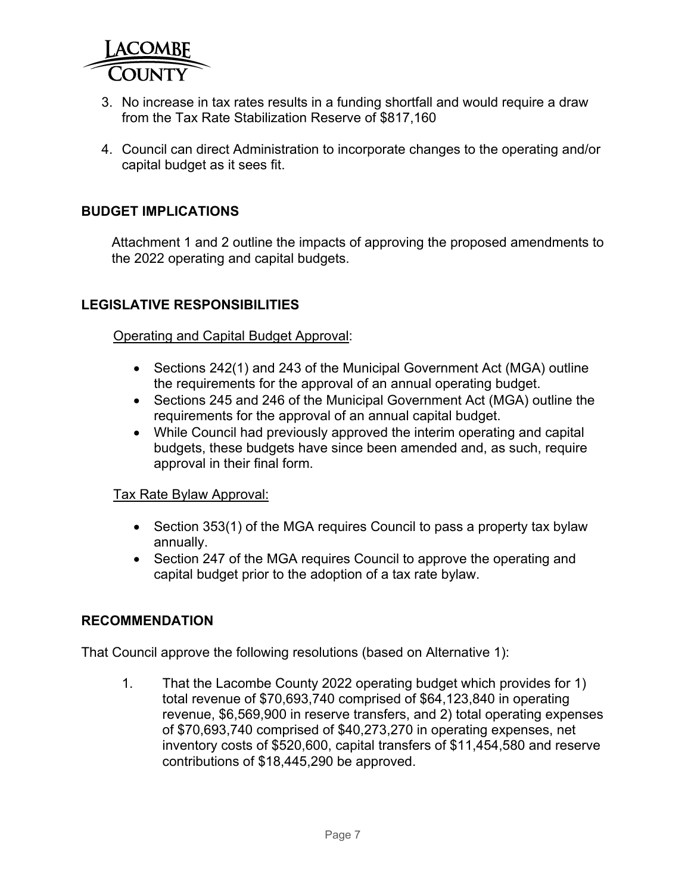3. No increase in tax rates results in a funding shortfall and would require a draw from the Tax Rate Stabilization Reserve of $817,160

4. Council can direct Administration to incorporate changes to the operating and/or capital budget as it sees fit.

## BUDGET IMPLICATIONS

Attachment 1 and 2 outline the impacts of approving the proposed amendments to the 2022 operating and capital budgets.

## LEGISLATIVE RESPONSIBILITIES

Operating and Capital Budget Approval:

- Sections 242(1) and 243 of the Municipal Government Act (MGA) outline the requirements for the approval of an annual operating budget.
- Sections 245 and 246 of the Municipal Government Act (MGA) outline the requirements for the approval of an annual capital budget.
- While Council had previously approved the interim operating and capital budgets, these budgets have since been amended and, as such, require approval in their final form.

Tax Rate Bylaw Approval:

- Section 353(1) of the MGA requires Council to pass a property tax bylaw annually.
- Section 247 of the MGA requires Council to approve the operating and capital budget prior to the adoption of a tax rate bylaw.

## RECOMMENDATION

That Council approve the following resolutions (based on Alternative 1):

1. That the Lacombe County 2022 operating budget which provides for 1) total revenue of $70,693,740 comprised of $64,123,840 in operating revenue, $6,569,900 in reserve transfers, and 2) total operating expenses of $70,693,740 comprised of $40,273,270 in operating expenses, net inventory costs of $520,600, capital transfers of $11,454,580 and reserve contributions of $18,445,290 be approved.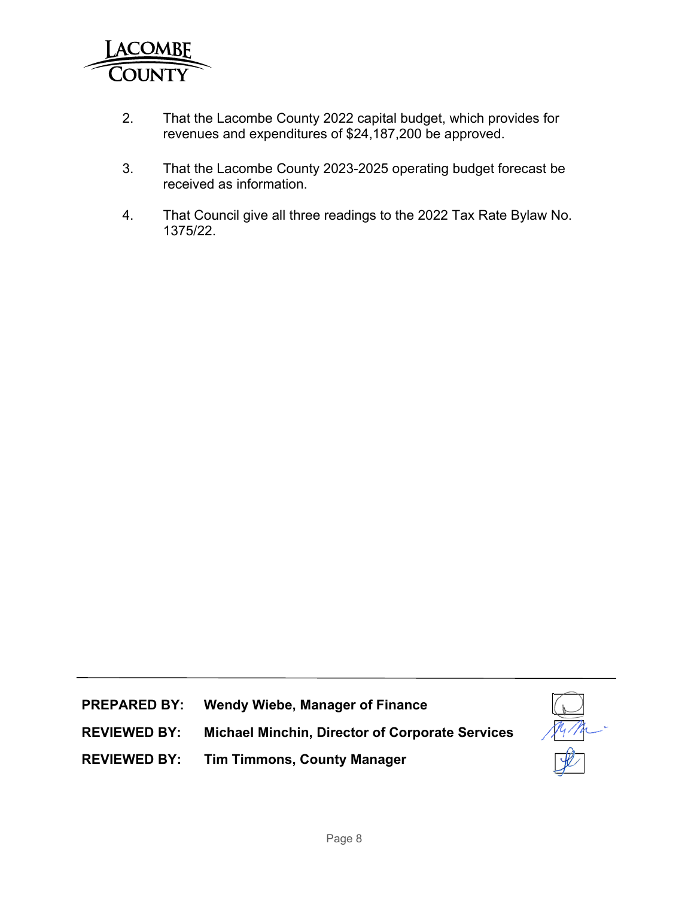2. That the Lacombe County 2022 capital budget, which provides for revenues and expenditures of $24,187,200 be approved.

3. That the Lacombe County 2023-2025 operating budget forecast be received as information.

4. That Council give all three readings to the 2022 Tax Rate Bylaw No. 1375/22.

---

**PREPARED BY: Wendy Wiebe, Manager of Finance**

**REVIEWED BY: Michael Minchin, Director of Corporate Services**

**REVIEWED BY: Tim Timmons, County Manager**